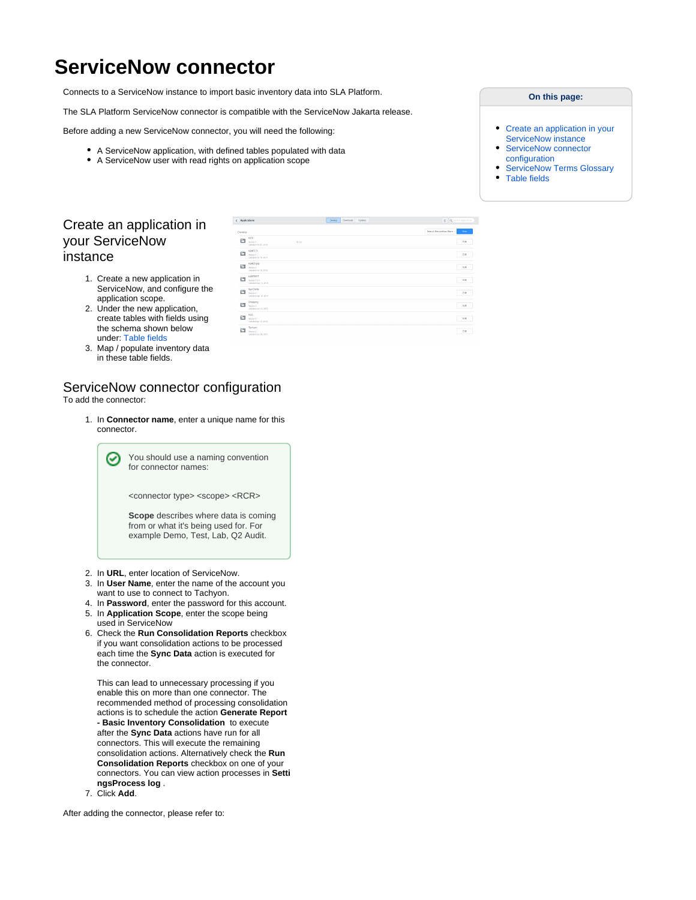# ServiceNow connector

Connects to a ServiceNow instance to import basic inventory data into SLA Platform.

The SLA Platform ServiceNow connector is compatible with the ServiceNow Jakarta release.

Before adding a new ServiceNow connector, you will need the following:

- A ServiceNow application, with defined tables populated with data
- A ServiceNow user with read rights on application scope

**On this page:**

- Create an application in your ServiceNow instance
- ServiceNow connector configuration
- ServiceNow Terms Glossary
- Table fields

## Create an application in your ServiceNow instance

1. Create a new application in ServiceNow, and configure the application scope.
2. Under the new application, create tables with fields using the schema shown below under: Table fields
3. Map / populate inventory data in these table fields.

## ServiceNow connector configuration

To add the connector:

1. In **Connector name**, enter a unique name for this connector.

   > You should use a naming convention for connector names:
   >
   > <connector type> <scope> <RCR>
   >
   > **Scope** describes where data is coming from or what it's being used for. For example Demo, Test, Lab, Q2 Audit.

2. In **URL**, enter location of ServiceNow.
3. In **User Name**, enter the name of the account you want to use to connect to Tachyon.
4. In **Password**, enter the password for this account.
5. In **Application Scope**, enter the scope being used in ServiceNow
6. Check the **Run Consolidation Reports** checkbox if you want consolidation actions to be processed each time the **Sync Data** action is executed for the connector.

   This can lead to unnecessary processing if you enable this on more than one connector. The recommended method of processing consolidation actions is to schedule the action **Generate Report - Basic Inventory Consolidation** to execute after the **Sync Data** actions have run for all connectors. This will execute the remaining consolidation actions. Alternatively check the **Run Consolidation Reports** checkbox on one of your connectors. You can view action processes in **SettingsProcess log** .
7. Click **Add**.

After adding the connector, please refer to: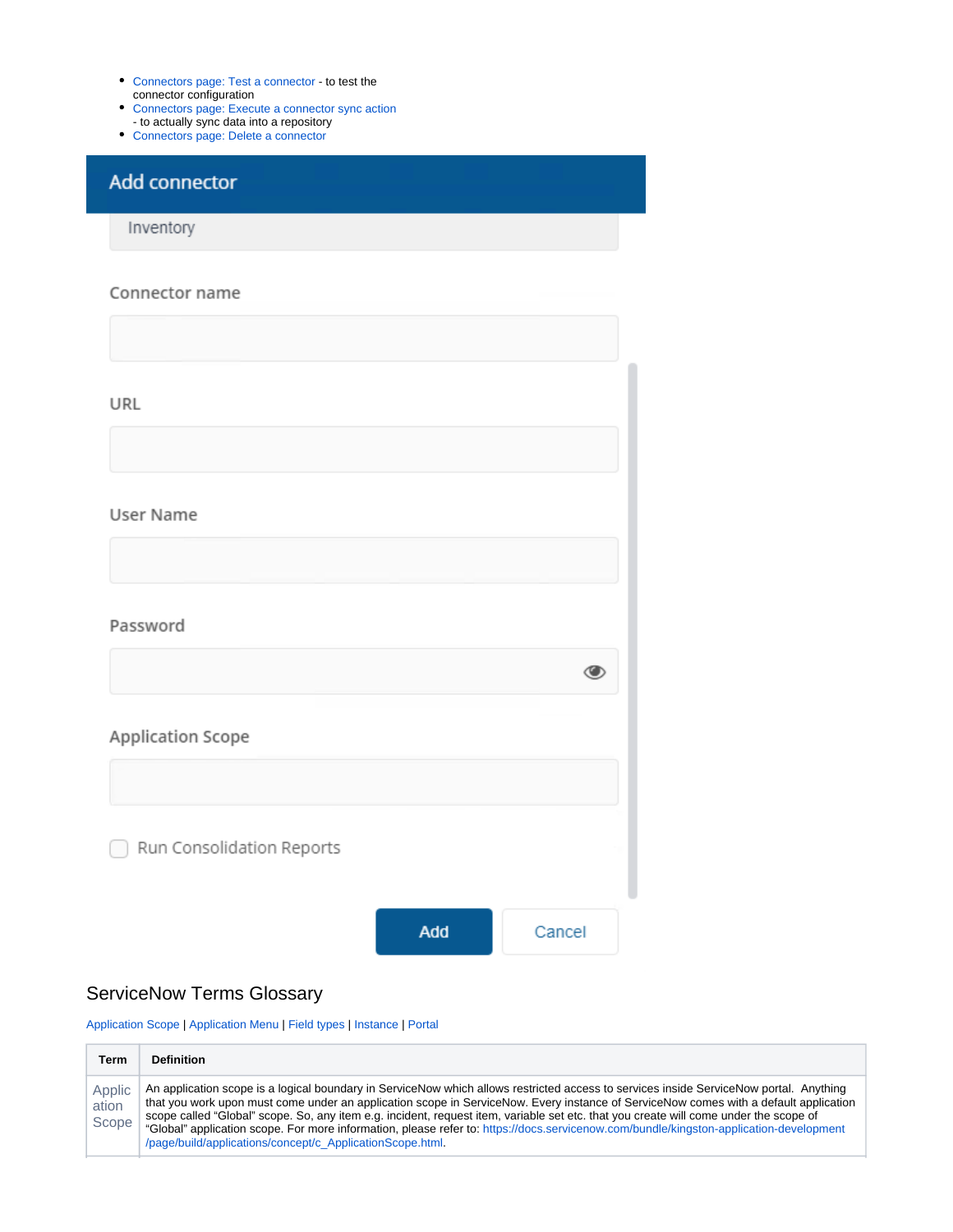- Connectors page: Test a connector - to test the connector configuration
- Connectors page: Execute a connector sync action - to actually sync data into a repository
- Connectors page: Delete a connector

Add connector

Inventory

Connector name

URL

User Name

Password

Application Scope

Run Consolidation Reports

Add Cancel

## ServiceNow Terms Glossary

Application Scope | Application Menu | Field types | Instance | Portal

| Term | Definition |
|---|---|
| Application Scope | An application scope is a logical boundary in ServiceNow which allows restricted access to services inside ServiceNow portal. Anything that you work upon must come under an application scope in ServiceNow. Every instance of ServiceNow comes with a default application scope called "Global" scope. So, any item e.g. incident, request item, variable set etc. that you create will come under the scope of "Global" application scope. For more information, please refer to: https://docs.servicenow.com/bundle/kingston-application-development/page/build/applications/concept/c_ApplicationScope.html. |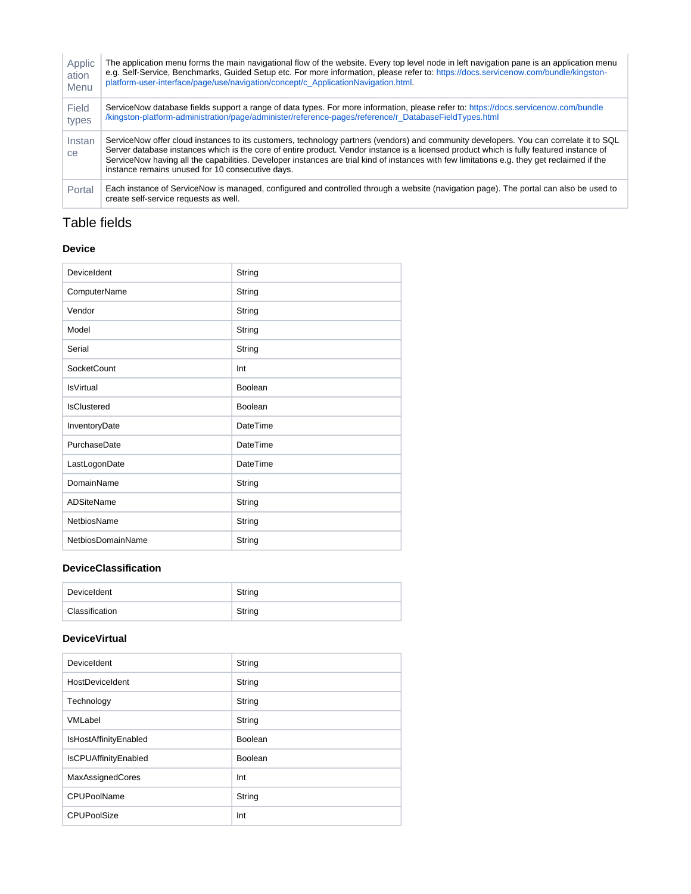| Application Menu | The application menu forms the main navigational flow of the website. Every top level node in left navigation pane is an application menu e.g. Self-Service, Benchmarks, Guided Setup etc. For more information, please refer to: https://docs.servicenow.com/bundle/kingston-platform-user-interface/page/use/navigation/concept/c_ApplicationNavigation.html. |
|---|---|
| Field types | ServiceNow database fields support a range of data types. For more information, please refer to: https://docs.servicenow.com/bundle/kingston-platform-administration/page/administer/reference-pages/reference/r_DatabaseFieldTypes.html |
| Instance | ServiceNow offer cloud instances to its customers, technology partners (vendors) and community developers. You can correlate it to SQL Server database instances which is the core of entire product. Vendor instance is a licensed product which is fully featured instance of ServiceNow having all the capabilities. Developer instances are trial kind of instances with few limitations e.g. they get reclaimed if the instance remains unused for 10 consecutive days. |
| Portal | Each instance of ServiceNow is managed, configured and controlled through a website (navigation page). The portal can also be used to create self-service requests as well. |

## Table fields

### Device

| DeviceIdent | String |
|---|---|
| ComputerName | String |
| Vendor | String |
| Model | String |
| Serial | String |
| SocketCount | Int |
| IsVirtual | Boolean |
| IsClustered | Boolean |
| InventoryDate | DateTime |
| PurchaseDate | DateTime |
| LastLogonDate | DateTime |
| DomainName | String |
| ADSiteName | String |
| NetbiosName | String |
| NetbiosDomainName | String |

### DeviceClassification

| DeviceIdent | String |
|---|---|
| Classification | String |

### DeviceVirtual

| DeviceIdent | String |
|---|---|
| HostDeviceIdent | String |
| Technology | String |
| VMLabel | String |
| IsHostAffinityEnabled | Boolean |
| IsCPUAffinityEnabled | Boolean |
| MaxAssignedCores | Int |
| CPUPoolName | String |
| CPUPoolSize | Int |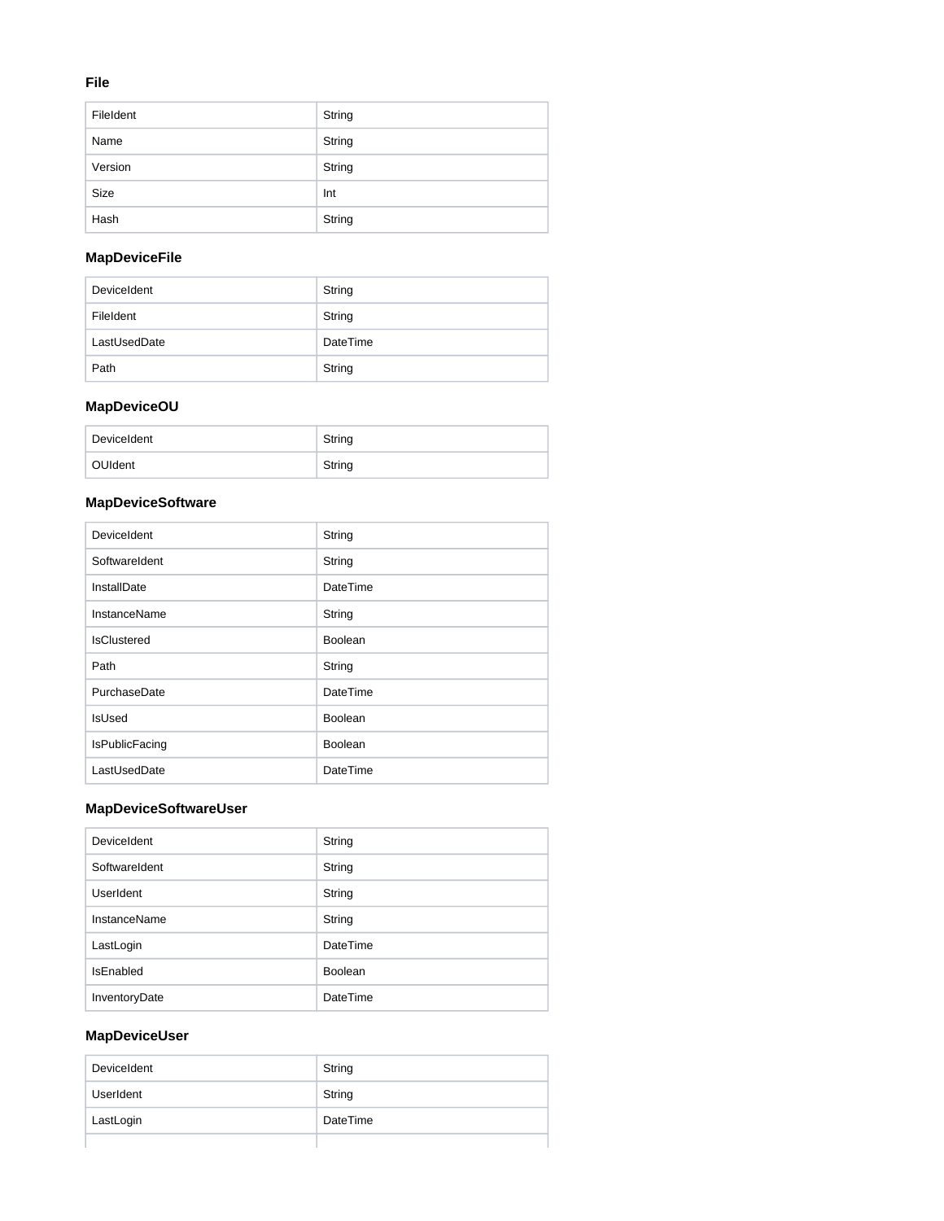### File

| | |
|---|---|
| FileIdent | String |
| Name | String |
| Version | String |
| Size | Int |
| Hash | String |

### MapDeviceFile

| | |
|---|---|
| DeviceIdent | String |
| FileIdent | String |
| LastUsedDate | DateTime |
| Path | String |

### MapDeviceOU

| | |
|---|---|
| DeviceIdent | String |
| OUIdent | String |

### MapDeviceSoftware

| | |
|---|---|
| DeviceIdent | String |
| SoftwareIdent | String |
| InstallDate | DateTime |
| InstanceName | String |
| IsClustered | Boolean |
| Path | String |
| PurchaseDate | DateTime |
| IsUsed | Boolean |
| IsPublicFacing | Boolean |
| LastUsedDate | DateTime |

### MapDeviceSoftwareUser

| | |
|---|---|
| DeviceIdent | String |
| SoftwareIdent | String |
| UserIdent | String |
| InstanceName | String |
| LastLogin | DateTime |
| IsEnabled | Boolean |
| InventoryDate | DateTime |

### MapDeviceUser

| | |
|---|---|
| DeviceIdent | String |
| UserIdent | String |
| LastLogin | DateTime |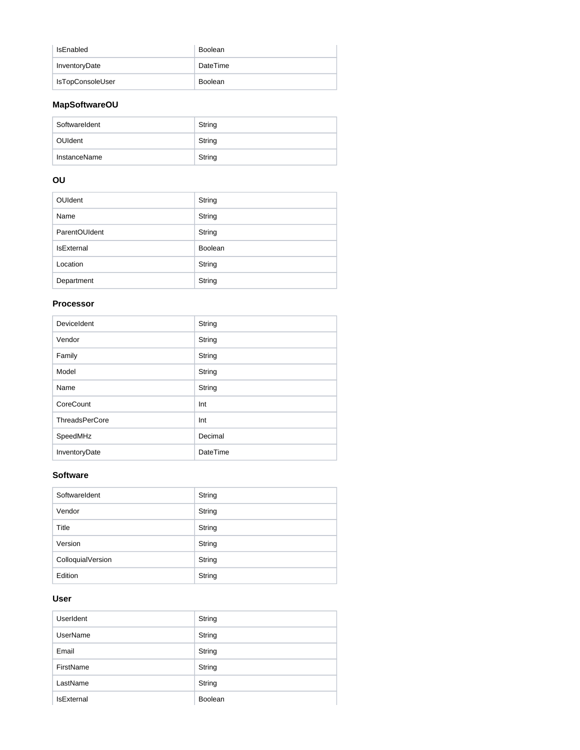| | |
|---|---|
| IsEnabled | Boolean |
| InventoryDate | DateTime |
| IsTopConsoleUser | Boolean |

### MapSoftwareOU

| | |
|---|---|
| SoftwareIdent | String |
| OUIdent | String |
| InstanceName | String |

### OU

| | |
|---|---|
| OUIdent | String |
| Name | String |
| ParentOUIdent | String |
| IsExternal | Boolean |
| Location | String |
| Department | String |

### Processor

| | |
|---|---|
| DeviceIdent | String |
| Vendor | String |
| Family | String |
| Model | String |
| Name | String |
| CoreCount | Int |
| ThreadsPerCore | Int |
| SpeedMHz | Decimal |
| InventoryDate | DateTime |

### Software

| | |
|---|---|
| SoftwareIdent | String |
| Vendor | String |
| Title | String |
| Version | String |
| ColloquialVersion | String |
| Edition | String |

### User

| | |
|---|---|
| UserIdent | String |
| UserName | String |
| Email | String |
| FirstName | String |
| LastName | String |
| IsExternal | Boolean |